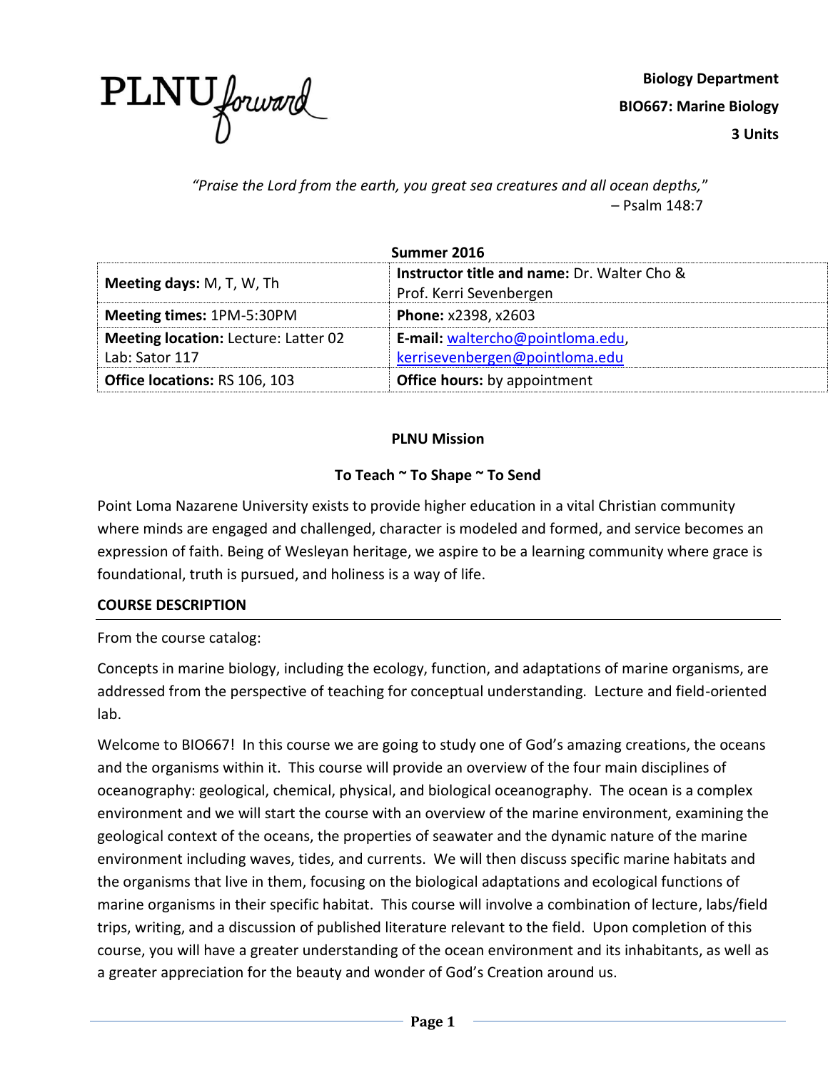PLNU *forward*

**Biology Department**

**BIO667: Marine Biology**

**3 Units**

*"Praise the Lord from the earth, you great sea creatures and all ocean depths,"*
– Psalm 148:7

**Summer 2016**

| | |
|---|---|
| **Meeting days:** M, T, W, Th | **Instructor title and name:** Dr. Walter Cho & Prof. Kerri Sevenbergen |
| **Meeting times:** 1PM-5:30PM | **Phone:** x2398, x2603 |
| **Meeting location:** Lecture: Latter 02 Lab: Sator 117 | **E-mail:** [waltercho@pointloma.edu](mailto:waltercho@pointloma.edu), [kerrisevenbergen@pointloma.edu](mailto:kerrisevenbergen@pointloma.edu) |
| **Office locations:** RS 106, 103 | **Office hours:** by appointment |

## PLNU Mission

### To Teach ~ To Shape ~ To Send

Point Loma Nazarene University exists to provide higher education in a vital Christian community where minds are engaged and challenged, character is modeled and formed, and service becomes an expression of faith. Being of Wesleyan heritage, we aspire to be a learning community where grace is foundational, truth is pursued, and holiness is a way of life.

## COURSE DESCRIPTION

From the course catalog:

Concepts in marine biology, including the ecology, function, and adaptations of marine organisms, are addressed from the perspective of teaching for conceptual understanding. Lecture and field-oriented lab.

Welcome to BIO667! In this course we are going to study one of God's amazing creations, the oceans and the organisms within it. This course will provide an overview of the four main disciplines of oceanography: geological, chemical, physical, and biological oceanography. The ocean is a complex environment and we will start the course with an overview of the marine environment, examining the geological context of the oceans, the properties of seawater and the dynamic nature of the marine environment including waves, tides, and currents. We will then discuss specific marine habitats and the organisms that live in them, focusing on the biological adaptations and ecological functions of marine organisms in their specific habitat. This course will involve a combination of lecture, labs/field trips, writing, and a discussion of published literature relevant to the field. Upon completion of this course, you will have a greater understanding of the ocean environment and its inhabitants, as well as a greater appreciation for the beauty and wonder of God's Creation around us.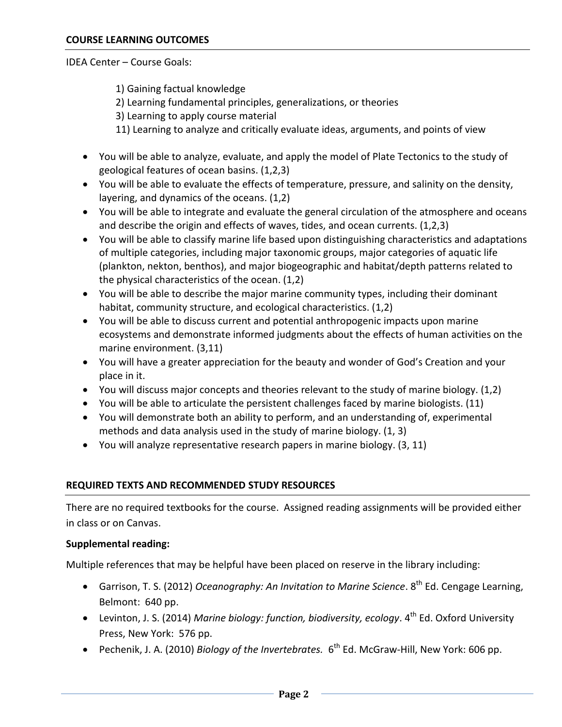## COURSE LEARNING OUTCOMES

IDEA Center – Course Goals:

1) Gaining factual knowledge
2) Learning fundamental principles, generalizations, or theories
3) Learning to apply course material
11) Learning to analyze and critically evaluate ideas, arguments, and points of view

- You will be able to analyze, evaluate, and apply the model of Plate Tectonics to the study of geological features of ocean basins. (1,2,3)
- You will be able to evaluate the effects of temperature, pressure, and salinity on the density, layering, and dynamics of the oceans. (1,2)
- You will be able to integrate and evaluate the general circulation of the atmosphere and oceans and describe the origin and effects of waves, tides, and ocean currents. (1,2,3)
- You will be able to classify marine life based upon distinguishing characteristics and adaptations of multiple categories, including major taxonomic groups, major categories of aquatic life (plankton, nekton, benthos), and major biogeographic and habitat/depth patterns related to the physical characteristics of the ocean. (1,2)
- You will be able to describe the major marine community types, including their dominant habitat, community structure, and ecological characteristics. (1,2)
- You will be able to discuss current and potential anthropogenic impacts upon marine ecosystems and demonstrate informed judgments about the effects of human activities on the marine environment. (3,11)
- You will have a greater appreciation for the beauty and wonder of God's Creation and your place in it.
- You will discuss major concepts and theories relevant to the study of marine biology. (1,2)
- You will be able to articulate the persistent challenges faced by marine biologists. (11)
- You will demonstrate both an ability to perform, and an understanding of, experimental methods and data analysis used in the study of marine biology. (1, 3)
- You will analyze representative research papers in marine biology. (3, 11)

## REQUIRED TEXTS AND RECOMMENDED STUDY RESOURCES

There are no required textbooks for the course. Assigned reading assignments will be provided either in class or on Canvas.

**Supplemental reading:**

Multiple references that may be helpful have been placed on reserve in the library including:

- Garrison, T. S. (2012) *Oceanography: An Invitation to Marine Science*. 8th Ed. Cengage Learning, Belmont: 640 pp.
- Levinton, J. S. (2014) *Marine biology: function, biodiversity, ecology*. 4th Ed. Oxford University Press, New York: 576 pp.
- Pechenik, J. A. (2010) *Biology of the Invertebrates.* 6th Ed. McGraw-Hill, New York: 606 pp.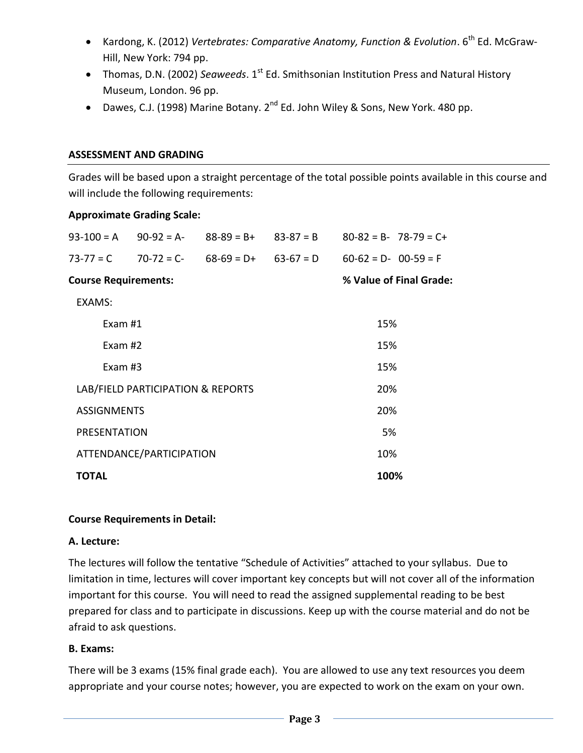- Kardong, K. (2012) *Vertebrates: Comparative Anatomy, Function & Evolution*. 6th Ed. McGraw-Hill, New York: 794 pp.
- Thomas, D.N. (2002) *Seaweeds*. 1st Ed. Smithsonian Institution Press and Natural History Museum, London. 96 pp.
- Dawes, C.J. (1998) Marine Botany. 2nd Ed. John Wiley & Sons, New York. 480 pp.

## ASSESSMENT AND GRADING

Grades will be based upon a straight percentage of the total possible points available in this course and will include the following requirements:

**Approximate Grading Scale:**

| | | | | | |
|---|---|---|---|---|---|
| 93-100 = A | 90-92 = A- | 88-89 = B+ | 83-87 = B | 80-82 = B- | 78-79 = C+ |
| 73-77 = C | 70-72 = C- | 68-69 = D+ | 63-67 = D | 60-62 = D- | 00-59 = F |

| **Course Requirements:** | **% Value of Final Grade:** |
|---|---|
| EXAMS: | |
| Exam #1 | 15% |
| Exam #2 | 15% |
| Exam #3 | 15% |
| LAB/FIELD PARTICIPATION & REPORTS | 20% |
| ASSIGNMENTS | 20% |
| PRESENTATION | 5% |
| ATTENDANCE/PARTICIPATION | 10% |
| **TOTAL** | **100%** |

**Course Requirements in Detail:**

**A. Lecture:**

The lectures will follow the tentative "Schedule of Activities" attached to your syllabus. Due to limitation in time, lectures will cover important key concepts but will not cover all of the information important for this course. You will need to read the assigned supplemental reading to be best prepared for class and to participate in discussions. Keep up with the course material and do not be afraid to ask questions.

**B. Exams:**

There will be 3 exams (15% final grade each). You are allowed to use any text resources you deem appropriate and your course notes; however, you are expected to work on the exam on your own.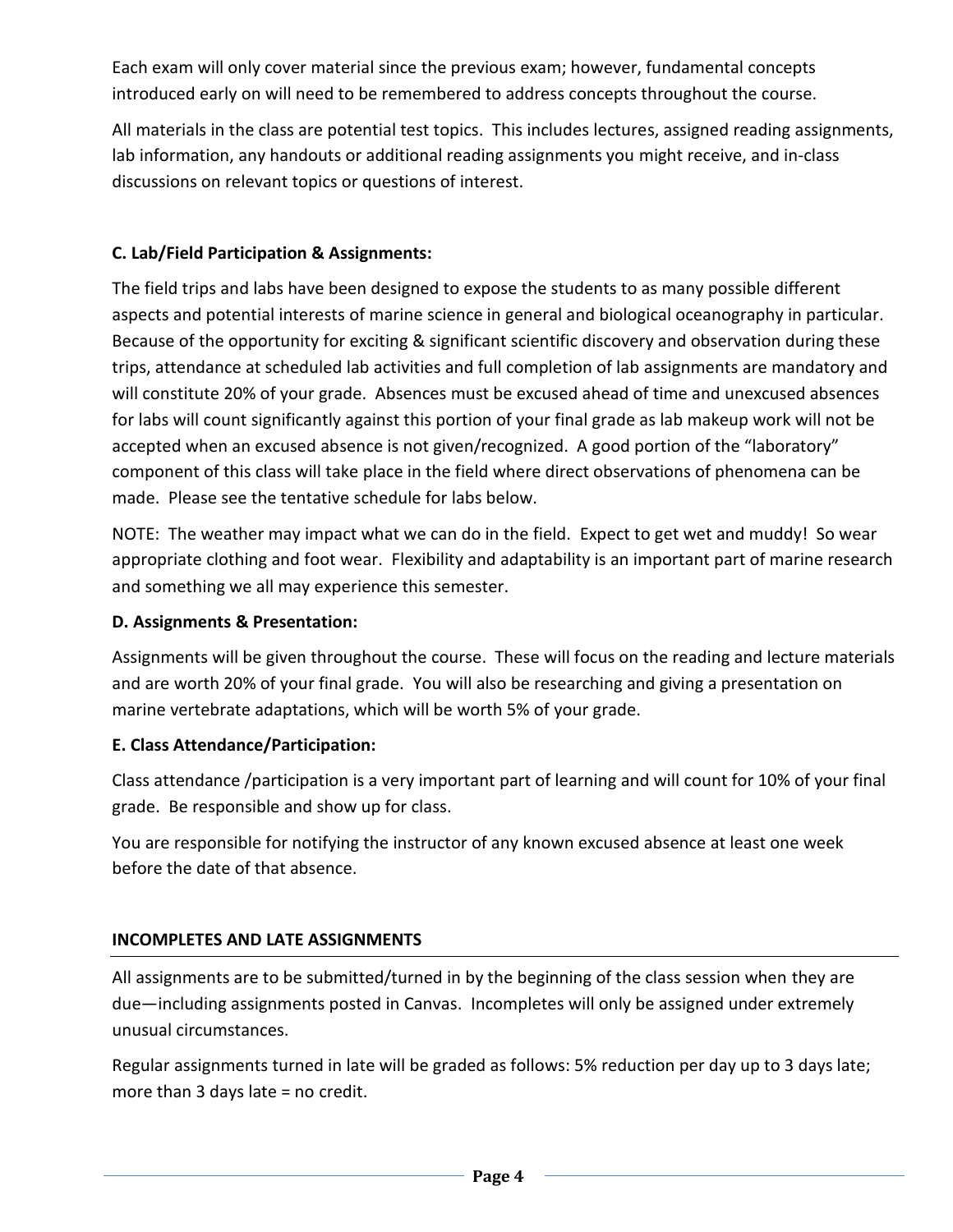Each exam will only cover material since the previous exam; however, fundamental concepts introduced early on will need to be remembered to address concepts throughout the course.

All materials in the class are potential test topics. This includes lectures, assigned reading assignments, lab information, any handouts or additional reading assignments you might receive, and in-class discussions on relevant topics or questions of interest.

**C. Lab/Field Participation & Assignments:**

The field trips and labs have been designed to expose the students to as many possible different aspects and potential interests of marine science in general and biological oceanography in particular. Because of the opportunity for exciting & significant scientific discovery and observation during these trips, attendance at scheduled lab activities and full completion of lab assignments are mandatory and will constitute 20% of your grade. Absences must be excused ahead of time and unexcused absences for labs will count significantly against this portion of your final grade as lab makeup work will not be accepted when an excused absence is not given/recognized. A good portion of the "laboratory" component of this class will take place in the field where direct observations of phenomena can be made. Please see the tentative schedule for labs below.

NOTE: The weather may impact what we can do in the field. Expect to get wet and muddy! So wear appropriate clothing and foot wear. Flexibility and adaptability is an important part of marine research and something we all may experience this semester.

**D. Assignments & Presentation:**

Assignments will be given throughout the course. These will focus on the reading and lecture materials and are worth 20% of your final grade. You will also be researching and giving a presentation on marine vertebrate adaptations, which will be worth 5% of your grade.

**E. Class Attendance/Participation:**

Class attendance /participation is a very important part of learning and will count for 10% of your final grade. Be responsible and show up for class.

You are responsible for notifying the instructor of any known excused absence at least one week before the date of that absence.

## INCOMPLETES AND LATE ASSIGNMENTS

All assignments are to be submitted/turned in by the beginning of the class session when they are due—including assignments posted in Canvas. Incompletes will only be assigned under extremely unusual circumstances.

Regular assignments turned in late will be graded as follows: 5% reduction per day up to 3 days late; more than 3 days late = no credit.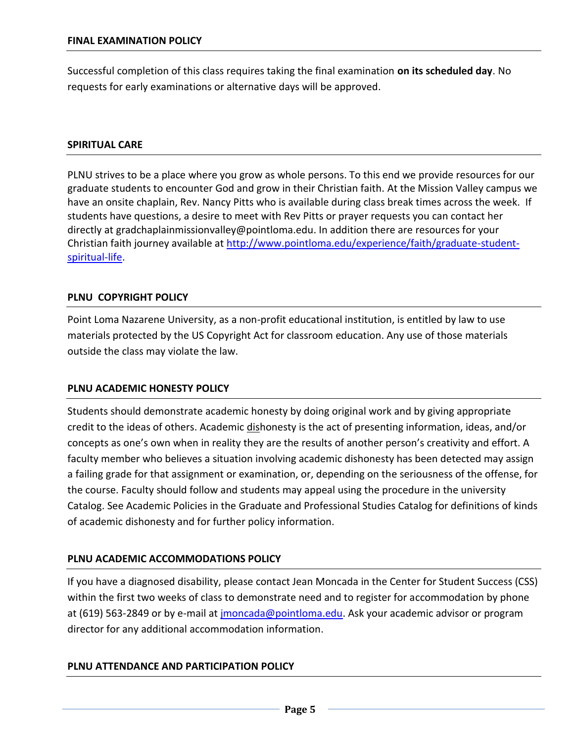## FINAL EXAMINATION POLICY

Successful completion of this class requires taking the final examination **on its scheduled day**. No requests for early examinations or alternative days will be approved.

## SPIRITUAL CARE

PLNU strives to be a place where you grow as whole persons. To this end we provide resources for our graduate students to encounter God and grow in their Christian faith. At the Mission Valley campus we have an onsite chaplain, Rev. Nancy Pitts who is available during class break times across the week. If students have questions, a desire to meet with Rev Pitts or prayer requests you can contact her directly at gradchaplainmissionvalley@pointloma.edu. In addition there are resources for your Christian faith journey available at [http://www.pointloma.edu/experience/faith/graduate-student-spiritual-life](http://www.pointloma.edu/experience/faith/graduate-student-spiritual-life).

## PLNU COPYRIGHT POLICY

Point Loma Nazarene University, as a non-profit educational institution, is entitled by law to use materials protected by the US Copyright Act for classroom education. Any use of those materials outside the class may violate the law.

## PLNU ACADEMIC HONESTY POLICY

Students should demonstrate academic honesty by doing original work and by giving appropriate credit to the ideas of others. Academic <u>dis</u>honesty is the act of presenting information, ideas, and/or concepts as one's own when in reality they are the results of another person's creativity and effort. A faculty member who believes a situation involving academic dishonesty has been detected may assign a failing grade for that assignment or examination, or, depending on the seriousness of the offense, for the course. Faculty should follow and students may appeal using the procedure in the university Catalog. See Academic Policies in the Graduate and Professional Studies Catalog for definitions of kinds of academic dishonesty and for further policy information.

## PLNU ACADEMIC ACCOMMODATIONS POLICY

If you have a diagnosed disability, please contact Jean Moncada in the Center for Student Success (CSS) within the first two weeks of class to demonstrate need and to register for accommodation by phone at (619) 563-2849 or by e-mail at [jmoncada@pointloma.edu](mailto:jmoncada@pointloma.edu). Ask your academic advisor or program director for any additional accommodation information.

## PLNU ATTENDANCE AND PARTICIPATION POLICY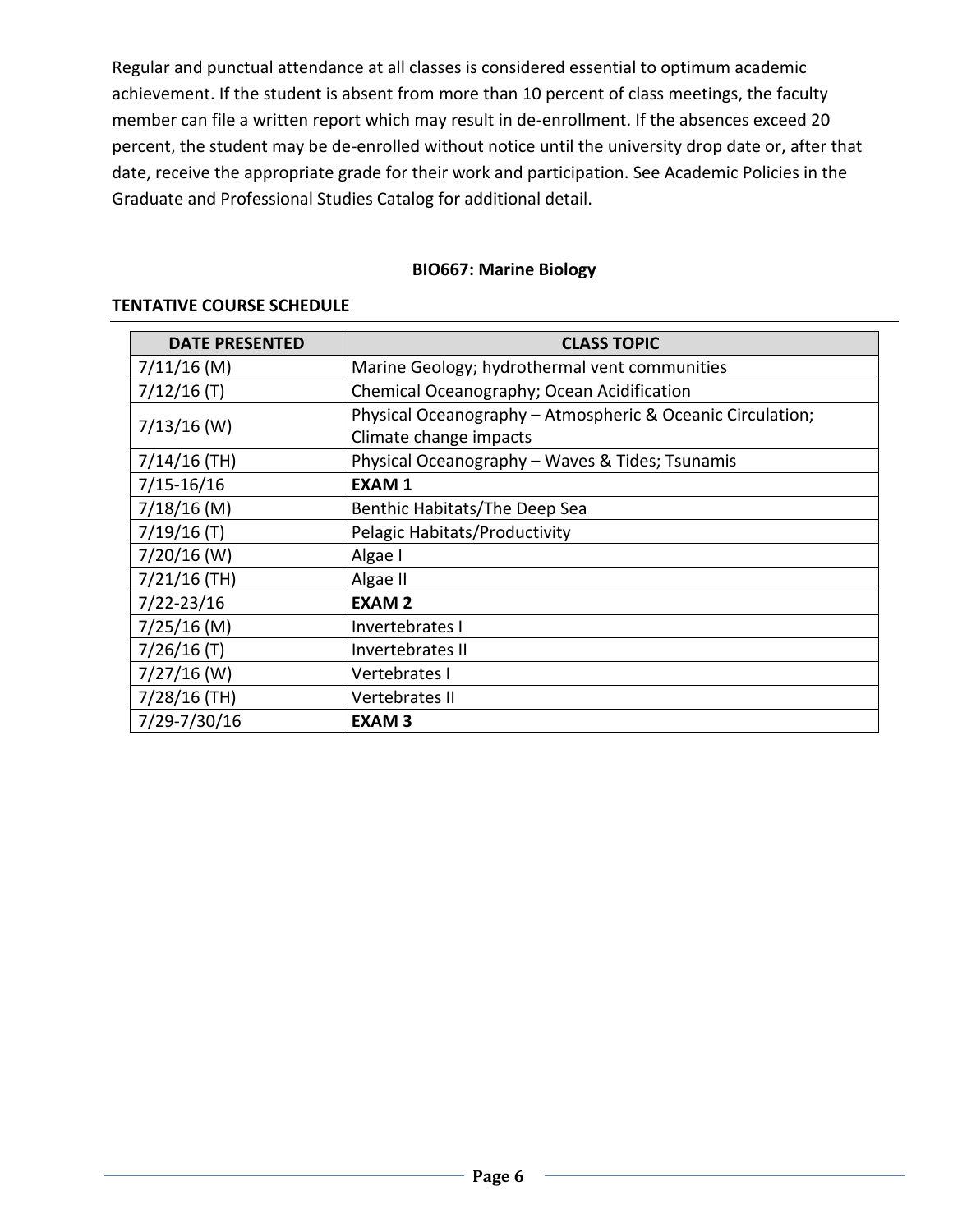Regular and punctual attendance at all classes is considered essential to optimum academic achievement. If the student is absent from more than 10 percent of class meetings, the faculty member can file a written report which may result in de-enrollment. If the absences exceed 20 percent, the student may be de-enrolled without notice until the university drop date or, after that date, receive the appropriate grade for their work and participation. See Academic Policies in the Graduate and Professional Studies Catalog for additional detail.

**BIO667: Marine Biology**

**TENTATIVE COURSE SCHEDULE**

| DATE PRESENTED | CLASS TOPIC |
|---|---|
| 7/11/16 (M) | Marine Geology; hydrothermal vent communities |
| 7/12/16 (T) | Chemical Oceanography; Ocean Acidification |
| 7/13/16 (W) | Physical Oceanography – Atmospheric & Oceanic Circulation; Climate change impacts |
| 7/14/16 (TH) | Physical Oceanography – Waves & Tides; Tsunamis |
| 7/15-16/16 | **EXAM 1** |
| 7/18/16 (M) | Benthic Habitats/The Deep Sea |
| 7/19/16 (T) | Pelagic Habitats/Productivity |
| 7/20/16 (W) | Algae I |
| 7/21/16 (TH) | Algae II |
| 7/22-23/16 | **EXAM 2** |
| 7/25/16 (M) | Invertebrates I |
| 7/26/16 (T) | Invertebrates II |
| 7/27/16 (W) | Vertebrates I |
| 7/28/16 (TH) | Vertebrates II |
| 7/29-7/30/16 | **EXAM 3** |